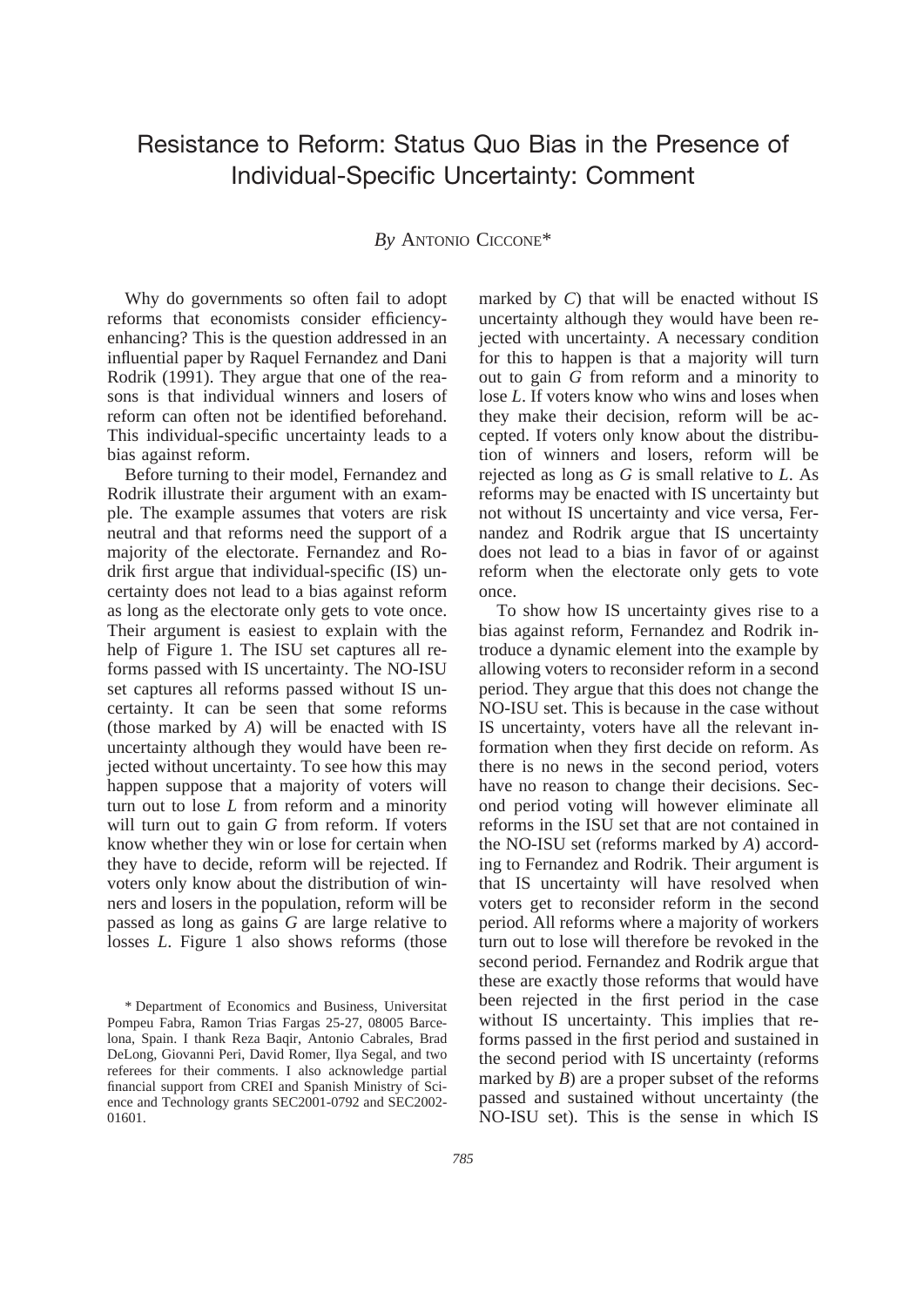# Resistance to Reform: Status Quo Bias in the Presence of Individual-Specific Uncertainty: Comment

*By* ANTONIO CICCONE*

Why do governments so often fail to adopt reforms that economists consider efficiency-enhancing? This is the question addressed in an influential paper by Raquel Fernandez and Dani Rodrik (1991). They argue that one of the reasons is that individual winners and losers of reform can often not be identified beforehand. This individual-specific uncertainty leads to a bias against reform.

Before turning to their model, Fernandez and Rodrik illustrate their argument with an example. The example assumes that voters are risk neutral and that reforms need the support of a majority of the electorate. Fernandez and Rodrik first argue that individual-specific (IS) uncertainty does not lead to a bias against reform as long as the electorate only gets to vote once. Their argument is easiest to explain with the help of Figure 1. The ISU set captures all reforms passed with IS uncertainty. The NO-ISU set captures all reforms passed without IS uncertainty. It can be seen that some reforms (those marked by *A*) will be enacted with IS uncertainty although they would have been rejected without uncertainty. To see how this may happen suppose that a majority of voters will turn out to lose *L* from reform and a minority will turn out to gain *G* from reform. If voters know whether they win or lose for certain when they have to decide, reform will be rejected. If voters only know about the distribution of winners and losers in the population, reform will be passed as long as gains *G* are large relative to losses *L*. Figure 1 also shows reforms (those marked by *C*) that will be enacted without IS uncertainty although they would have been rejected with uncertainty. A necessary condition for this to happen is that a majority will turn out to gain *G* from reform and a minority to lose *L*. If voters know who wins and loses when they make their decision, reform will be accepted. If voters only know about the distribution of winners and losers, reform will be rejected as long as *G* is small relative to *L*. As reforms may be enacted with IS uncertainty but not without IS uncertainty and vice versa, Fernandez and Rodrik argue that IS uncertainty does not lead to a bias in favor of or against reform when the electorate only gets to vote once.

To show how IS uncertainty gives rise to a bias against reform, Fernandez and Rodrik introduce a dynamic element into the example by allowing voters to reconsider reform in a second period. They argue that this does not change the NO-ISU set. This is because in the case without IS uncertainty, voters have all the relevant information when they first decide on reform. As there is no news in the second period, voters have no reason to change their decisions. Second period voting will however eliminate all reforms in the ISU set that are not contained in the NO-ISU set (reforms marked by *A*) according to Fernandez and Rodrik. Their argument is that IS uncertainty will have resolved when voters get to reconsider reform in the second period. All reforms where a majority of workers turn out to lose will therefore be revoked in the second period. Fernandez and Rodrik argue that these are exactly those reforms that would have been rejected in the first period in the case without IS uncertainty. This implies that reforms passed in the first period and sustained in the second period with IS uncertainty (reforms marked by *B*) are a proper subset of the reforms passed and sustained without uncertainty (the NO-ISU set). This is the sense in which IS

\* Department of Economics and Business, Universitat Pompeu Fabra, Ramon Trias Fargas 25-27, 08005 Barcelona, Spain. I thank Reza Baqir, Antonio Cabrales, Brad DeLong, Giovanni Peri, David Romer, Ilya Segal, and two referees for their comments. I also acknowledge partial financial support from CREI and Spanish Ministry of Science and Technology grants SEC2001-0792 and SEC2002-01601.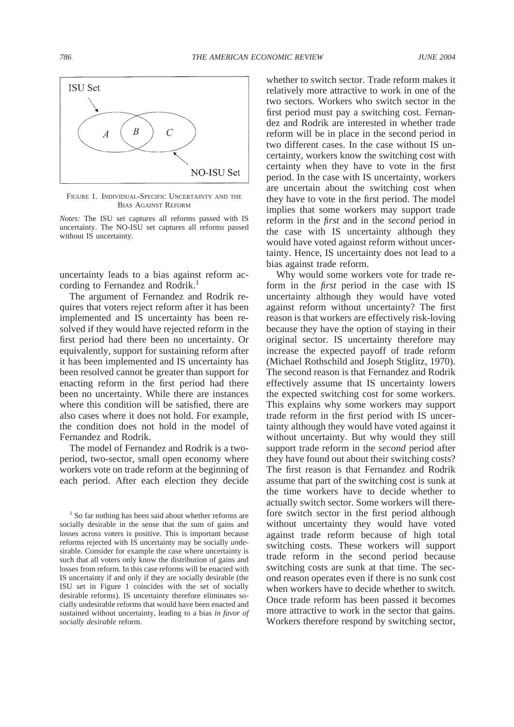FIGURE 1. INDIVIDUAL-SPECIFIC UNCERTAINTY AND THE BIAS AGAINST REFORM

*Notes:* The ISU set captures all reforms passed with IS uncertainty. The NO-ISU set captures all reforms passed without IS uncertainty.

uncertainty leads to a bias against reform according to Fernandez and Rodrik.[1]

The argument of Fernandez and Rodrik requires that voters reject reform after it has been implemented and IS uncertainty has been resolved if they would have rejected reform in the first period had there been no uncertainty. Or equivalently, support for sustaining reform after it has been implemented and IS uncertainty has been resolved cannot be greater than support for enacting reform in the first period had there been no uncertainty. While there are instances where this condition will be satisfied, there are also cases where it does not hold. For example, the condition does not hold in the model of Fernandez and Rodrik.

The model of Fernandez and Rodrik is a two-period, two-sector, small open economy where workers vote on trade reform at the beginning of each period. After each election they decide whether to switch sector. Trade reform makes it relatively more attractive to work in one of the two sectors. Workers who switch sector in the first period must pay a switching cost. Fernandez and Rodrik are interested in whether trade reform will be in place in the second period in two different cases. In the case without IS uncertainty, workers know the switching cost with certainty when they have to vote in the first period. In the case with IS uncertainty, workers are uncertain about the switching cost when they have to vote in the first period. The model implies that some workers may support trade reform in the *first* and in the *second* period in the case with IS uncertainty although they would have voted against reform without uncertainty. Hence, IS uncertainty does not lead to a bias against trade reform.

Why would some workers vote for trade reform in the *first* period in the case with IS uncertainty although they would have voted against reform without uncertainty? The first reason is that workers are effectively risk-loving because they have the option of staying in their original sector. IS uncertainty therefore may increase the expected payoff of trade reform (Michael Rothschild and Joseph Stiglitz, 1970). The second reason is that Fernandez and Rodrik effectively assume that IS uncertainty lowers the expected switching cost for some workers. This explains why some workers may support trade reform in the first period with IS uncertainty although they would have voted against it without uncertainty. But why would they still support trade reform in the *second* period after they have found out about their switching costs? The first reason is that Fernandez and Rodrik assume that part of the switching cost is sunk at the time workers have to decide whether to actually switch sector. Some workers will therefore switch sector in the first period although without uncertainty they would have voted against trade reform because of high total switching costs. These workers will support trade reform in the second period because switching costs are sunk at that time. The second reason operates even if there is no sunk cost when workers have to decide whether to switch. Once trade reform has been passed it becomes more attractive to work in the sector that gains. Workers therefore respond by switching sector,

[1] So far nothing has been said about whether reforms are socially desirable in the sense that the sum of gains and losses across voters is positive. This is important because reforms rejected with IS uncertainty may be socially *un*desirable. Consider for example the case where uncertainty is such that all voters only know the distribution of gains and losses from reform. In this case reforms will be enacted with IS uncertainty if and only if they are socially desirable (the ISU set in Figure 1 coincides with the set of socially desirable reforms). IS uncertainty therefore eliminates socially undesirable reforms that would have been enacted and sustained without uncertainty, leading to a bias *in favor of socially desirable* reform.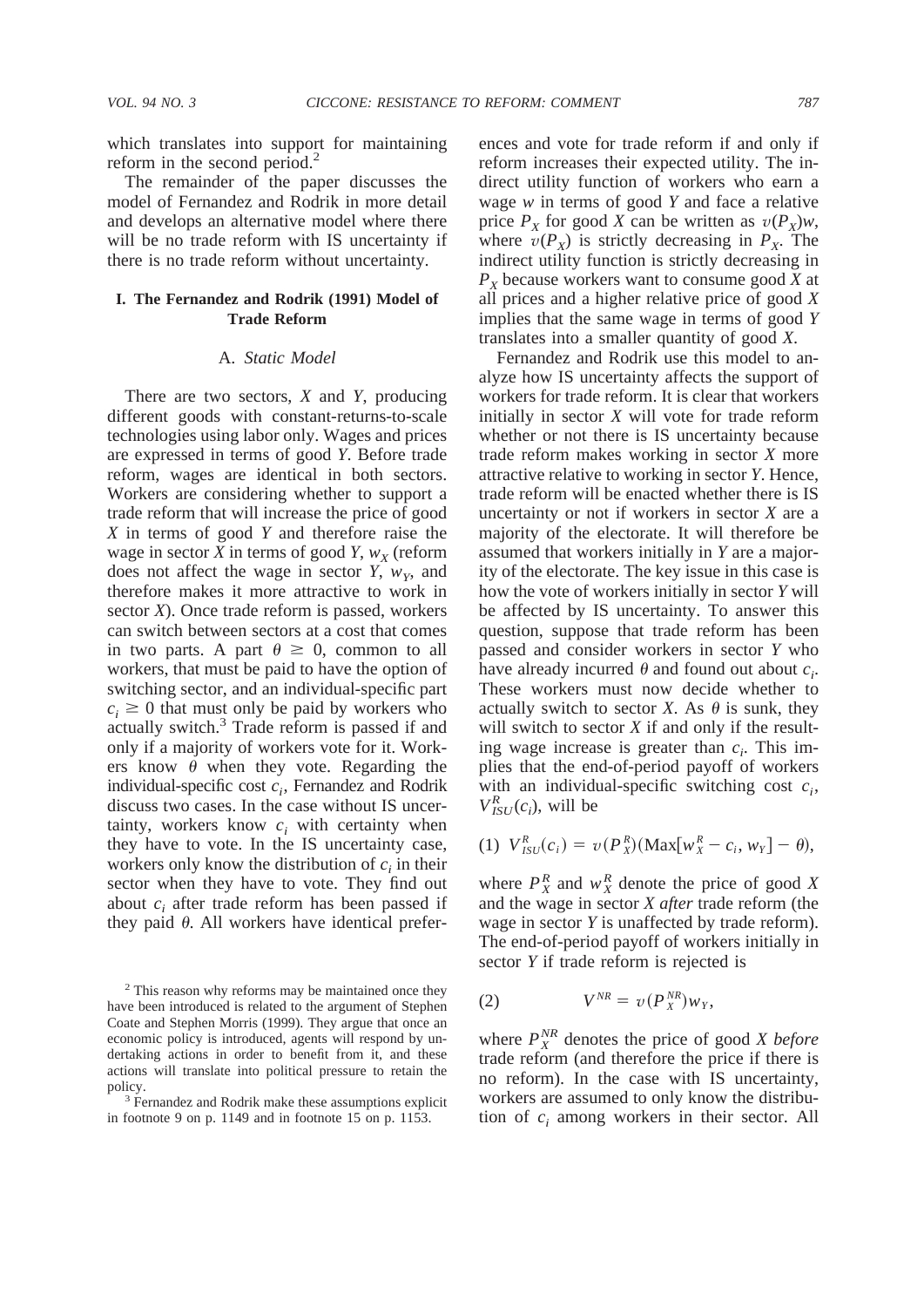which translates into support for maintaining reform in the second period.[2]

The remainder of the paper discusses the model of Fernandez and Rodrik in more detail and develops an alternative model where there will be no trade reform with IS uncertainty if there is no trade reform without uncertainty.

## I. The Fernandez and Rodrik (1991) Model of Trade Reform

### A. *Static Model*

There are two sectors, $X$ and $Y$, producing different goods with constant-returns-to-scale technologies using labor only. Wages and prices are expressed in terms of good $Y$. Before trade reform, wages are identical in both sectors. Workers are considering whether to support a trade reform that will increase the price of good $X$ in terms of good $Y$ and therefore raise the wage in sector $X$ in terms of good $Y$, $w_X$ (reform does not affect the wage in sector $Y$, $w_Y$, and therefore makes it more attractive to work in sector $X$). Once trade reform is passed, workers can switch between sectors at a cost that comes in two parts. A part $\theta \geq 0$, common to all workers, that must be paid to have the option of switching sector, and an individual-specific part $c_i \geq 0$ that must only be paid by workers who actually switch.[3] Trade reform is passed if and only if a majority of workers vote for it. Workers know $\theta$ when they vote. Regarding the individual-specific cost $c_i$, Fernandez and Rodrik discuss two cases. In the case without IS uncertainty, workers know $c_i$ with certainty when they have to vote. In the IS uncertainty case, workers only know the distribution of $c_i$ in their sector when they have to vote. They find out about $c_i$ after trade reform has been passed if they paid $\theta$. All workers have identical preferences and vote for trade reform if and only if reform increases their expected utility. The indirect utility function of workers who earn a wage $w$ in terms of good $Y$ and face a relative price $P_X$ for good $X$ can be written as $v(P_X)w$, where $v(P_X)$ is strictly decreasing in $P_X$. The indirect utility function is strictly decreasing in $P_X$ because workers want to consume good $X$ at all prices and a higher relative price of good $X$ implies that the same wage in terms of good $Y$ translates into a smaller quantity of good $X$.

Fernandez and Rodrik use this model to analyze how IS uncertainty affects the support of workers for trade reform. It is clear that workers initially in sector $X$ will vote for trade reform whether or not there is IS uncertainty because trade reform makes working in sector $X$ more attractive relative to working in sector $Y$. Hence, trade reform will be enacted whether there is IS uncertainty or not if workers in sector $X$ are a majority of the electorate. It will therefore be assumed that workers initially in $Y$ are a majority of the electorate. The key issue in this case is how the vote of workers initially in sector $Y$ will be affected by IS uncertainty. To answer this question, suppose that trade reform has been passed and consider workers in sector $Y$ who have already incurred $\theta$ and found out about $c_i$. These workers must now decide whether to actually switch to sector $X$. As $\theta$ is sunk, they will switch to sector $X$ if and only if the resulting wage increase is greater than $c_i$. This implies that the end-of-period payoff of workers with an individual-specific switching cost $c_i$, $V^R_{ISU}(c_i)$, will be

$$(1)\quad V^R_{ISU}(c_i) = v(P^R_X)(\text{Max}[w^R_X - c_i, w_Y] - \theta),$$

where $P^R_X$ and $w^R_X$ denote the price of good $X$ and the wage in sector $X$ *after* trade reform (the wage in sector $Y$ is unaffected by trade reform). The end-of-period payoff of workers initially in sector $Y$ if trade reform is rejected is

$$(2)\qquad V^{NR} = v(P^{NR}_X)w_Y,$$

where $P^{NR}_X$ denotes the price of good $X$ *before* trade reform (and therefore the price if there is no reform). In the case with IS uncertainty, workers are assumed to only know the distribution of $c_i$ among workers in their sector. All

[2] This reason why reforms may be maintained once they have been introduced is related to the argument of Stephen Coate and Stephen Morris (1999). They argue that once an economic policy is introduced, agents will respond by undertaking actions in order to benefit from it, and these actions will translate into political pressure to retain the policy.

[3] Fernandez and Rodrik make these assumptions explicit in footnote 9 on p. 1149 and in footnote 15 on p. 1153.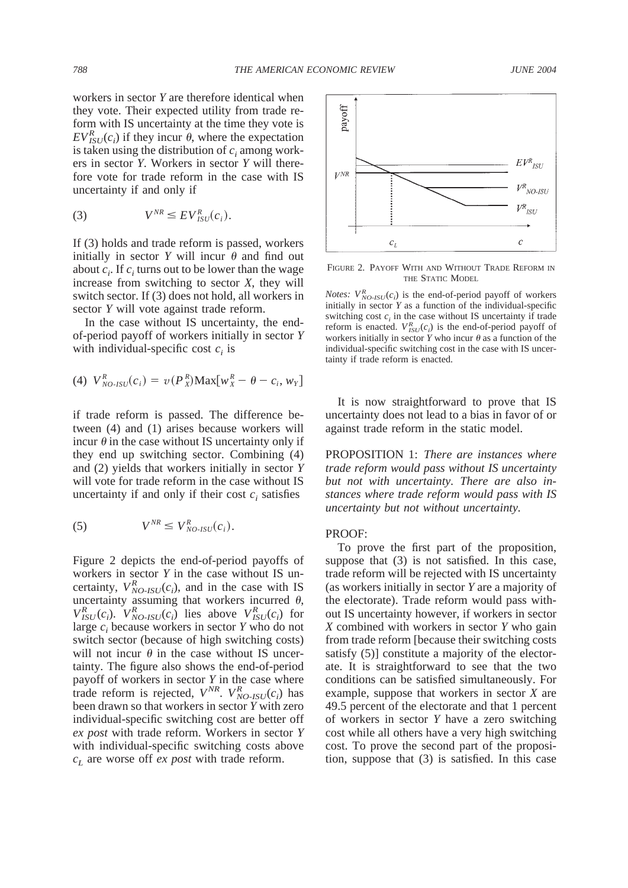workers in sector $Y$ are therefore identical when they vote. Their expected utility from trade reform with IS uncertainty at the time they vote is $EV^R_{ISU}(c_i)$ if they incur $\theta$, where the expectation is taken using the distribution of $c_i$ among workers in sector $Y$. Workers in sector $Y$ will therefore vote for trade reform in the case with IS uncertainty if and only if

$$V^{NR} \leq EV^R_{ISU}(c_i). \tag{3}$$

If (3) holds and trade reform is passed, workers initially in sector $Y$ will incur $\theta$ and find out about $c_i$. If $c_i$ turns out to be lower than the wage increase from switching to sector $X$, they will switch sector. If (3) does not hold, all workers in sector $Y$ will vote against trade reform.

In the case without IS uncertainty, the end-of-period payoff of workers initially in sector $Y$ with individual-specific cost $c_i$ is

$$V^R_{NO\text{-}ISU}(c_i) = v(P^R_X)\text{Max}[w^R_X - \theta - c_i, w_Y] \tag{4}$$

if trade reform is passed. The difference between (4) and (1) arises because workers will incur $\theta$ in the case without IS uncertainty only if they end up switching sector. Combining (4) and (2) yields that workers initially in sector $Y$ will vote for trade reform in the case without IS uncertainty if and only if their cost $c_i$ satisfies

$$V^{NR} \leq V^R_{NO\text{-}ISU}(c_i). \tag{5}$$

Figure 2 depicts the end-of-period payoffs of workers in sector $Y$ in the case without IS uncertainty, $V^R_{NO\text{-}ISU}(c_i)$, and in the case with IS uncertainty assuming that workers incurred $\theta$, $V^R_{ISU}(c_i)$. $V^R_{NO\text{-}ISU}(c_i)$ lies above $V^R_{ISU}(c_i)$ for large $c_i$ because workers in sector $Y$ who do not switch sector (because of high switching costs) will not incur $\theta$ in the case without IS uncertainty. The figure also shows the end-of-period payoff of workers in sector $Y$ in the case where trade reform is rejected, $V^{NR}$. $V^R_{NO\text{-}ISU}(c_i)$ has been drawn so that workers in sector $Y$ with zero individual-specific switching cost are better off *ex post* with trade reform. Workers in sector $Y$ with individual-specific switching costs above $c_L$ are worse off *ex post* with trade reform.

FIGURE 2. PAYOFF WITH AND WITHOUT TRADE REFORM IN THE STATIC MODEL

*Notes:* $V^R_{NO\text{-}ISU}(c_i)$ is the end-of-period payoff of workers initially in sector $Y$ as a function of the individual-specific switching cost $c_i$ in the case without IS uncertainty if trade reform is enacted. $V^R_{ISU}(c_i)$ is the end-of-period payoff of workers initially in sector $Y$ who incur $\theta$ as a function of the individual-specific switching cost in the case with IS uncertainty if trade reform is enacted.

It is now straightforward to prove that IS uncertainty does not lead to a bias in favor of or against trade reform in the static model.

PROPOSITION 1: *There are instances where trade reform would pass without IS uncertainty but not with uncertainty. There are also instances where trade reform would pass with IS uncertainty but not without uncertainty.*

PROOF:

To prove the first part of the proposition, suppose that (3) is not satisfied. In this case, trade reform will be rejected with IS uncertainty (as workers initially in sector $Y$ are a majority of the electorate). Trade reform would pass without IS uncertainty however, if workers in sector $X$ combined with workers in sector $Y$ who gain from trade reform [because their switching costs satisfy (5)] constitute a majority of the electorate. It is straightforward to see that the two conditions can be satisfied simultaneously. For example, suppose that workers in sector $X$ are 49.5 percent of the electorate and that 1 percent of workers in sector $Y$ have a zero switching cost while all others have a very high switching cost. To prove the second part of the proposition, suppose that (3) is satisfied. In this case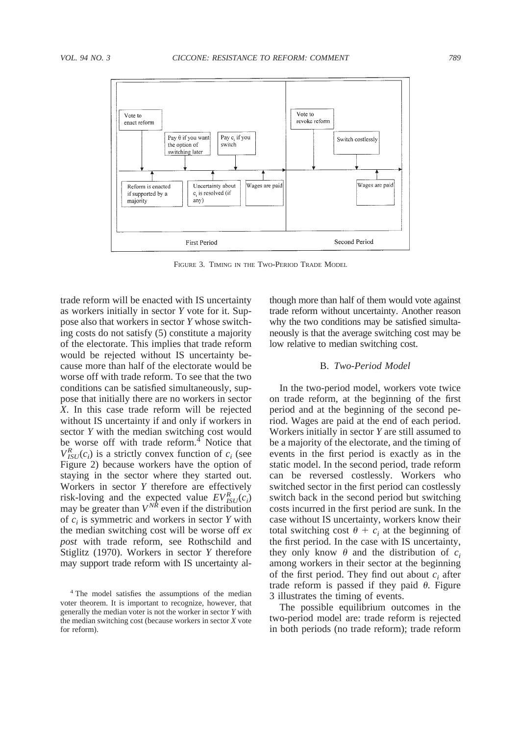FIGURE 3. TIMING IN THE TWO-PERIOD TRADE MODEL

trade reform will be enacted with IS uncertainty as workers initially in sector *Y* vote for it. Suppose also that workers in sector *Y* whose switching costs do not satisfy (5) constitute a majority of the electorate. This implies that trade reform would be rejected without IS uncertainty because more than half of the electorate would be worse off with trade reform. To see that the two conditions can be satisfied simultaneously, suppose that initially there are no workers in sector *X*. In this case trade reform will be rejected without IS uncertainty if and only if workers in sector *Y* with the median switching cost would be worse off with trade reform.[4] Notice that $V^{R}_{ISU}(c_i)$ is a strictly convex function of $c_i$ (see Figure 2) because workers have the option of staying in the sector where they started out. Workers in sector *Y* therefore are effectively risk-loving and the expected value $EV^{R}_{ISU}(c_i)$ may be greater than $V^{NR}$ even if the distribution of $c_i$ is symmetric and workers in sector *Y* with the median switching cost will be worse off *ex post* with trade reform, see Rothschild and Stiglitz (1970). Workers in sector *Y* therefore may support trade reform with IS uncertainty although more than half of them would vote against trade reform without uncertainty. Another reason why the two conditions may be satisfied simultaneously is that the average switching cost may be low relative to median switching cost.

### B. *Two-Period Model*

In the two-period model, workers vote twice on trade reform, at the beginning of the first period and at the beginning of the second period. Wages are paid at the end of each period. Workers initially in sector *Y* are still assumed to be a majority of the electorate, and the timing of events in the first period is exactly as in the static model. In the second period, trade reform can be reversed costlessly. Workers who switched sector in the first period can costlessly switch back in the second period but switching costs incurred in the first period are sunk. In the case without IS uncertainty, workers know their total switching cost $\theta + c_i$ at the beginning of the first period. In the case with IS uncertainty, they only know $\theta$ and the distribution of $c_i$ among workers in their sector at the beginning of the first period. They find out about $c_i$ after trade reform is passed if they paid $\theta$. Figure 3 illustrates the timing of events.

The possible equilibrium outcomes in the two-period model are: trade reform is rejected in both periods (no trade reform); trade reform

[4] The model satisfies the assumptions of the median voter theorem. It is important to recognize, however, that generally the median voter is not the worker in sector *Y* with the median switching cost (because workers in sector *X* vote for reform).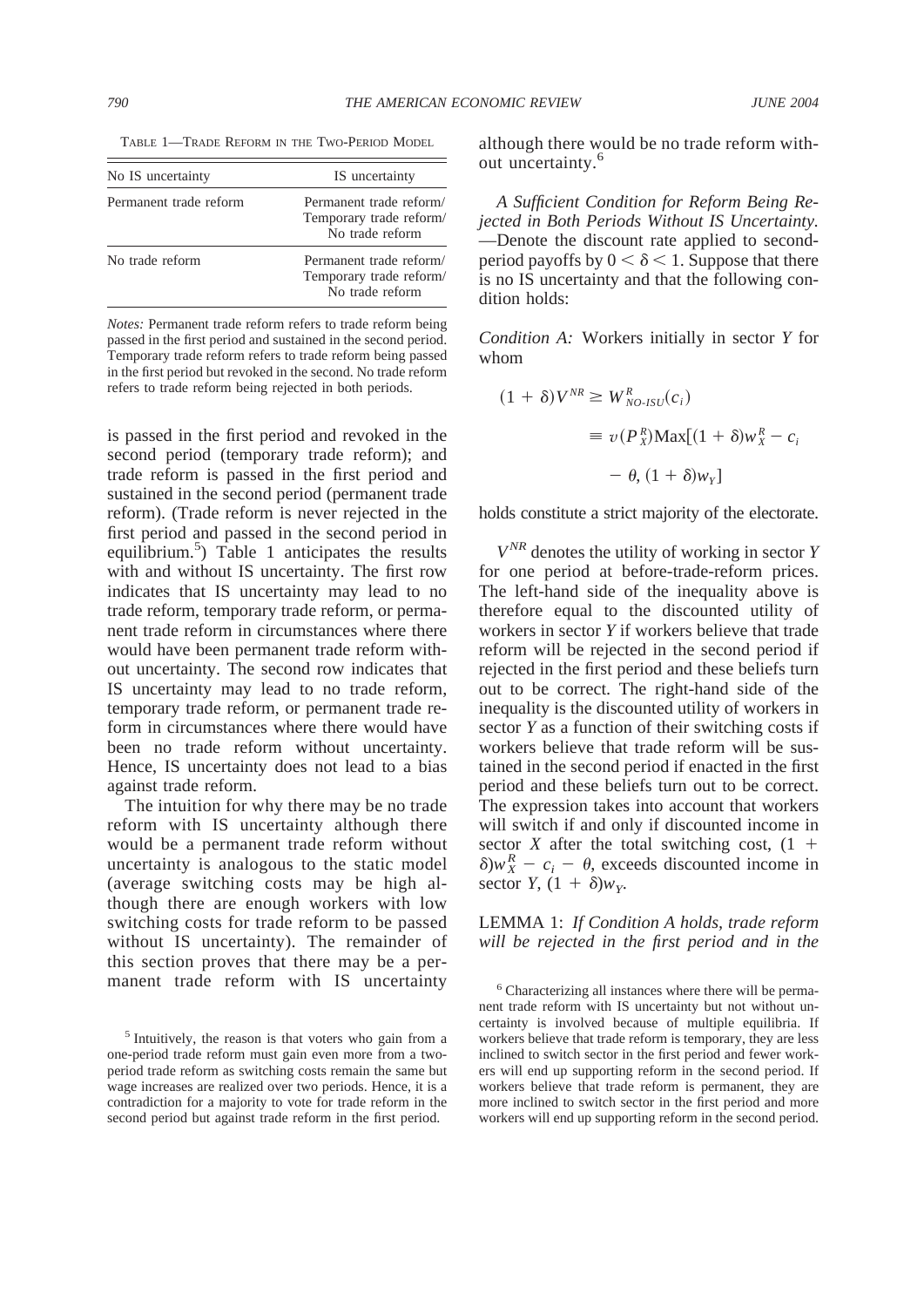TABLE 1—TRADE REFORM IN THE TWO-PERIOD MODEL

| No IS uncertainty | IS uncertainty |
|---|---|
| Permanent trade reform | Permanent trade reform/ Temporary trade reform/ No trade reform |
| No trade reform | Permanent trade reform/ Temporary trade reform/ No trade reform |

*Notes:* Permanent trade reform refers to trade reform being passed in the first period and sustained in the second period. Temporary trade reform refers to trade reform being passed in the first period but revoked in the second. No trade reform refers to trade reform being rejected in both periods.

is passed in the first period and revoked in the second period (temporary trade reform); and trade reform is passed in the first period and sustained in the second period (permanent trade reform). (Trade reform is never rejected in the first period and passed in the second period in equilibrium.[5]) Table 1 anticipates the results with and without IS uncertainty. The first row indicates that IS uncertainty may lead to no trade reform, temporary trade reform, or permanent trade reform in circumstances where there would have been permanent trade reform without uncertainty. The second row indicates that IS uncertainty may lead to no trade reform, temporary trade reform, or permanent trade reform in circumstances where there would have been no trade reform without uncertainty. Hence, IS uncertainty does not lead to a bias against trade reform.

The intuition for why there may be no trade reform with IS uncertainty although there would be a permanent trade reform without uncertainty is analogous to the static model (average switching costs may be high although there are enough workers with low switching costs for trade reform to be passed without IS uncertainty). The remainder of this section proves that there may be a permanent trade reform with IS uncertainty although there would be no trade reform without uncertainty.[6]

*A Sufficient Condition for Reform Being Rejected in Both Periods Without IS Uncertainty.* —Denote the discount rate applied to second-period payoffs by $0 < \delta < 1$. Suppose that there is no IS uncertainty and that the following condition holds:

*Condition A:* Workers initially in sector $Y$ for whom

$$(1 + \delta)V^{NR} \geq W^{R}_{NO\text{-}ISU}(c_i) \equiv v(P^{R}_{X})\text{Max}[(1 + \delta)w^{R}_{X} - c_i - \theta, (1 + \delta)w_Y]$$

holds constitute a strict majority of the electorate.

$V^{NR}$ denotes the utility of working in sector $Y$ for one period at before-trade-reform prices. The left-hand side of the inequality above is therefore equal to the discounted utility of workers in sector $Y$ if workers believe that trade reform will be rejected in the second period if rejected in the first period and these beliefs turn out to be correct. The right-hand side of the inequality is the discounted utility of workers in sector $Y$ as a function of their switching costs if workers believe that trade reform will be sustained in the second period if enacted in the first period and these beliefs turn out to be correct. The expression takes into account that workers will switch if and only if discounted income in sector $X$ after the total switching cost, $(1 + \delta)w^{R}_{X} - c_i - \theta$, exceeds discounted income in sector $Y$, $(1 + \delta)w_Y$.

LEMMA 1: *If Condition A holds, trade reform will be rejected in the first period and in the*

[5] Intuitively, the reason is that voters who gain from a one-period trade reform must gain even more from a two-period trade reform as switching costs remain the same but wage increases are realized over two periods. Hence, it is a contradiction for a majority to vote for trade reform in the second period but against trade reform in the first period.

[6] Characterizing all instances where there will be permanent trade reform with IS uncertainty but not without uncertainty is involved because of multiple equilibria. If workers believe that trade reform is temporary, they are less inclined to switch sector in the first period and fewer workers will end up supporting reform in the second period. If workers believe that trade reform is permanent, they are more inclined to switch sector in the first period and more workers will end up supporting reform in the second period.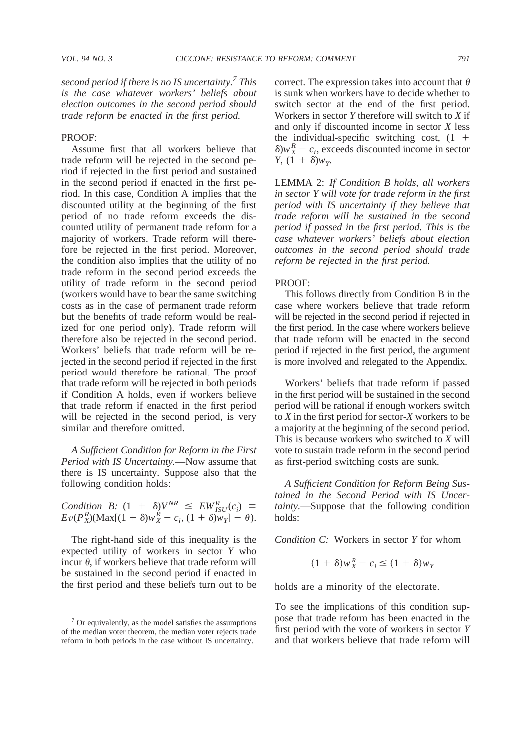*second period if there is no IS uncertainty.*[7] *This is the case whatever workers' beliefs about election outcomes in the second period should trade reform be enacted in the first period.*

PROOF:

Assume first that all workers believe that trade reform will be rejected in the second period if rejected in the first period and sustained in the second period if enacted in the first period. In this case, Condition A implies that the discounted utility at the beginning of the first period of no trade reform exceeds the discounted utility of permanent trade reform for a majority of workers. Trade reform will therefore be rejected in the first period. Moreover, the condition also implies that the utility of no trade reform in the second period exceeds the utility of trade reform in the second period (workers would have to bear the same switching costs as in the case of permanent trade reform but the benefits of trade reform would be realized for one period only). Trade reform will therefore also be rejected in the second period. Workers' beliefs that trade reform will be rejected in the second period if rejected in the first period would therefore be rational. The proof that trade reform will be rejected in both periods if Condition A holds, even if workers believe that trade reform if enacted in the first period will be rejected in the second period, is very similar and therefore omitted.

*A Sufficient Condition for Reform in the First Period with IS Uncertainty.*—Now assume that there is IS uncertainty. Suppose also that the following condition holds:

*Condition B:* $(1 + \delta)V^{NR} \leq EW^{R}_{ISU}(c_i) \equiv Ev(P^{R}_{X})(\text{Max}[(1 + \delta)w^{R}_{X} - c_i, (1 + \delta)w_Y] - \theta)$.

The right-hand side of this inequality is the expected utility of workers in sector $Y$ who incur $\theta$, if workers believe that trade reform will be sustained in the second period if enacted in the first period and these beliefs turn out to be correct. The expression takes into account that $\theta$ is sunk when workers have to decide whether to switch sector at the end of the first period. Workers in sector $Y$ therefore will switch to $X$ if and only if discounted income in sector $X$ less the individual-specific switching cost, $(1 + \delta)w^{R}_{X} - c_i$, exceeds discounted income in sector $Y$, $(1 + \delta)w_Y$.

LEMMA 2: *If Condition B holds, all workers in sector Y will vote for trade reform in the first period with IS uncertainty if they believe that trade reform will be sustained in the second period if passed in the first period. This is the case whatever workers' beliefs about election outcomes in the second period should trade reform be rejected in the first period.*

PROOF:

This follows directly from Condition B in the case where workers believe that trade reform will be rejected in the second period if rejected in the first period. In the case where workers believe that trade reform will be enacted in the second period if rejected in the first period, the argument is more involved and relegated to the Appendix.

Workers' beliefs that trade reform if passed in the first period will be sustained in the second period will be rational if enough workers switch to $X$ in the first period for sector-$X$ workers to be a majority at the beginning of the second period. This is because workers who switched to $X$ will vote to sustain trade reform in the second period as first-period switching costs are sunk.

*A Sufficient Condition for Reform Being Sustained in the Second Period with IS Uncertainty.*—Suppose that the following condition holds:

*Condition C:* Workers in sector $Y$ for whom

$$(1 + \delta)w^{R}_{X} - c_i \leq (1 + \delta)w_Y$$

holds are a minority of the electorate.

To see the implications of this condition suppose that trade reform has been enacted in the first period with the vote of workers in sector $Y$ and that workers believe that trade reform will

[7] Or equivalently, as the model satisfies the assumptions of the median voter theorem, the median voter rejects trade reform in both periods in the case without IS uncertainty.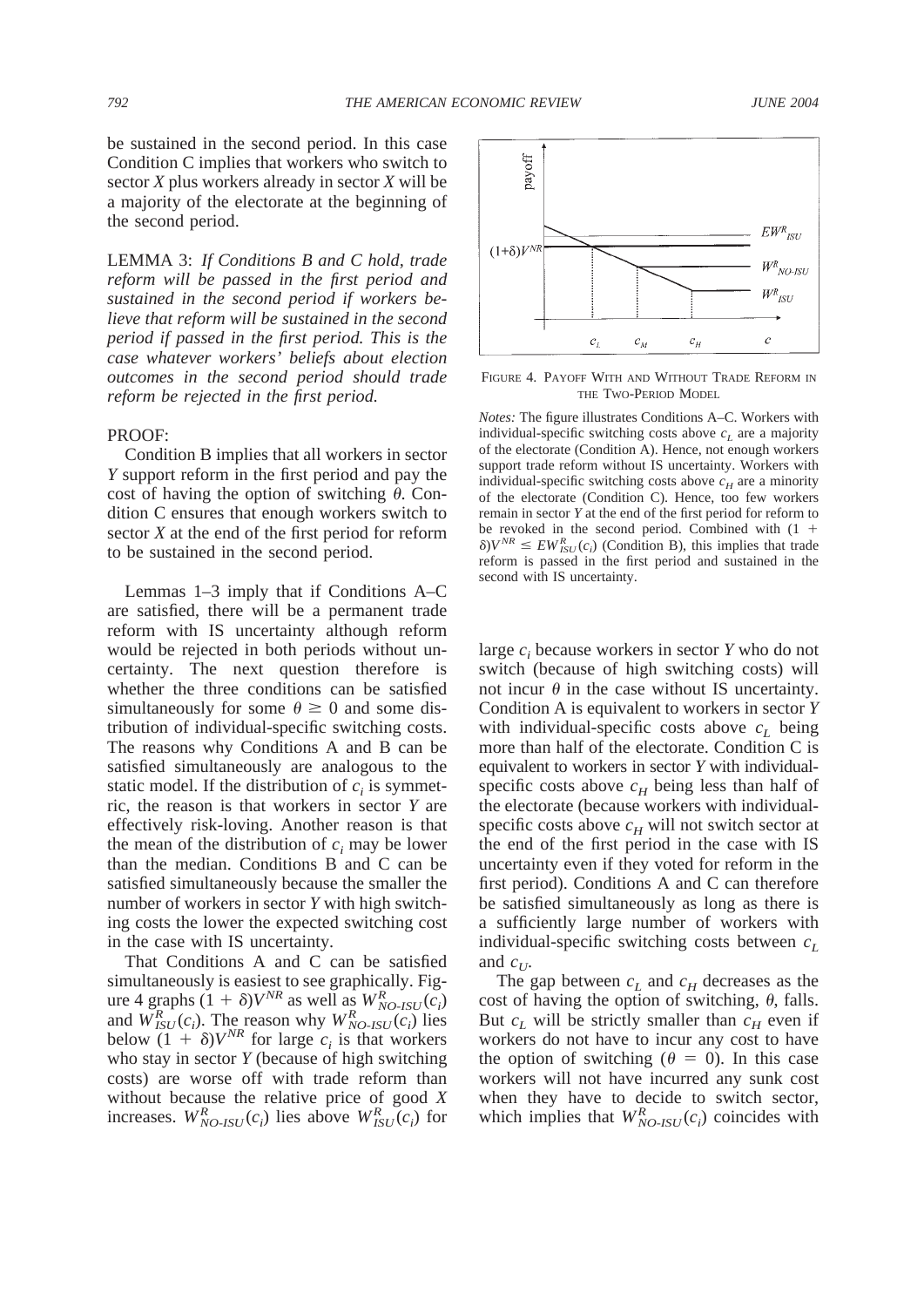be sustained in the second period. In this case Condition C implies that workers who switch to sector *X* plus workers already in sector *X* will be a majority of the electorate at the beginning of the second period.

LEMMA 3: *If Conditions B and C hold, trade reform will be passed in the first period and sustained in the second period if workers believe that reform will be sustained in the second period if passed in the first period. This is the case whatever workers' beliefs about election outcomes in the second period should trade reform be rejected in the first period.*

PROOF:

Condition B implies that all workers in sector *Y* support reform in the first period and pay the cost of having the option of switching $\theta$. Condition C ensures that enough workers switch to sector *X* at the end of the first period for reform to be sustained in the second period.

Lemmas 1–3 imply that if Conditions A–C are satisfied, there will be a permanent trade reform with IS uncertainty although reform would be rejected in both periods without uncertainty. The next question therefore is whether the three conditions can be satisfied simultaneously for some $\theta \geq 0$ and some distribution of individual-specific switching costs. The reasons why Conditions A and B can be satisfied simultaneously are analogous to the static model. If the distribution of $c_i$ is symmetric, the reason is that workers in sector *Y* are effectively risk-loving. Another reason is that the mean of the distribution of $c_i$ may be lower than the median. Conditions B and C can be satisfied simultaneously because the smaller the number of workers in sector *Y* with high switching costs the lower the expected switching cost in the case with IS uncertainty.

That Conditions A and C can be satisfied simultaneously is easiest to see graphically. Figure 4 graphs $(1 + \delta)V^{NR}$ as well as $W^R_{NO\text{-}ISU}(c_i)$ and $W^R_{ISU}(c_i)$. The reason why $W^R_{NO\text{-}ISU}(c_i)$ lies below $(1 + \delta)V^{NR}$ for large $c_i$ is that workers who stay in sector *Y* (because of high switching costs) are worse off with trade reform than without because the relative price of good *X* increases. $W^R_{NO\text{-}ISU}(c_i)$ lies above $W^R_{ISU}(c_i)$ for large $c_i$ because workers in sector *Y* who do not switch (because of high switching costs) will not incur $\theta$ in the case without IS uncertainty. Condition A is equivalent to workers in sector *Y* with individual-specific costs above $c_L$ being more than half of the electorate. Condition C is equivalent to workers in sector *Y* with individual-specific costs above $c_H$ being less than half of the electorate (because workers with individual-specific costs above $c_H$ will not switch sector at the end of the first period in the case with IS uncertainty even if they voted for reform in the first period). Conditions A and C can therefore be satisfied simultaneously as long as there is a sufficiently large number of workers with individual-specific switching costs between $c_L$ and $c_U$.

The gap between $c_L$ and $c_H$ decreases as the cost of having the option of switching, $\theta$, falls. But $c_L$ will be strictly smaller than $c_H$ even if workers do not have to incur any cost to have the option of switching ($\theta = 0$). In this case workers will not have incurred any sunk cost when they have to decide to switch sector, which implies that $W^R_{NO\text{-}ISU}(c_i)$ coincides with

FIGURE 4. PAYOFF WITH AND WITHOUT TRADE REFORM IN THE TWO-PERIOD MODEL

*Notes:* The figure illustrates Conditions A–C. Workers with individual-specific switching costs above $c_L$ are a majority of the electorate (Condition A). Hence, not enough workers support trade reform without IS uncertainty. Workers with individual-specific switching costs above $c_H$ are a minority of the electorate (Condition C). Hence, too few workers remain in sector *Y* at the end of the first period for reform to be revoked in the second period. Combined with $(1 + \delta)V^{NR} \leq EW^R_{ISU}(c_i)$ (Condition B), this implies that trade reform is passed in the first period and sustained in the second with IS uncertainty.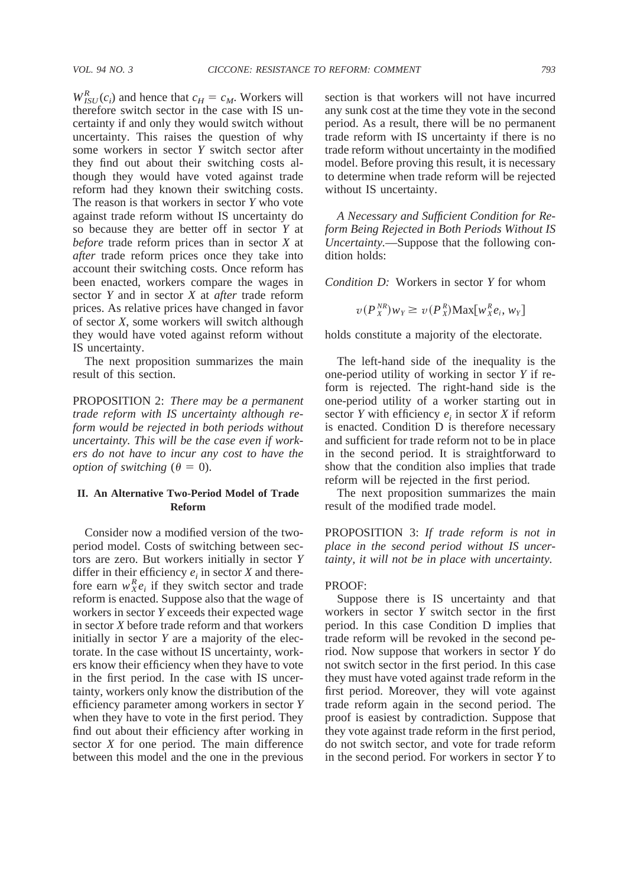$W^R_{ISU}(c_i)$ and hence that $c_H = c_M$. Workers will therefore switch sector in the case with IS uncertainty if and only they would switch without uncertainty. This raises the question of why some workers in sector $Y$ switch sector after they find out about their switching costs although they would have voted against trade reform had they known their switching costs. The reason is that workers in sector $Y$ who vote against trade reform without IS uncertainty do so because they are better off in sector $Y$ at *before* trade reform prices than in sector $X$ at *after* trade reform prices once they take into account their switching costs. Once reform has been enacted, workers compare the wages in sector $Y$ and in sector $X$ at *after* trade reform prices. As relative prices have changed in favor of sector $X$, some workers will switch although they would have voted against reform without IS uncertainty.

The next proposition summarizes the main result of this section.

PROPOSITION 2: *There may be a permanent trade reform with IS uncertainty although reform would be rejected in both periods without uncertainty. This will be the case even if workers do not have to incur any cost to have the option of switching* ($\theta = 0$).

## II. An Alternative Two-Period Model of Trade Reform

Consider now a modified version of the two-period model. Costs of switching between sectors are zero. But workers initially in sector $Y$ differ in their efficiency $e_i$ in sector $X$ and therefore earn $w^R_X e_i$ if they switch sector and trade reform is enacted. Suppose also that the wage of workers in sector $Y$ exceeds their expected wage in sector $X$ before trade reform and that workers initially in sector $Y$ are a majority of the electorate. In the case without IS uncertainty, workers know their efficiency when they have to vote in the first period. In the case with IS uncertainty, workers only know the distribution of the efficiency parameter among workers in sector $Y$ when they have to vote in the first period. They find out about their efficiency after working in sector $X$ for one period. The main difference between this model and the one in the previous section is that workers will not have incurred any sunk cost at the time they vote in the second period. As a result, there will be no permanent trade reform with IS uncertainty if there is no trade reform without uncertainty in the modified model. Before proving this result, it is necessary to determine when trade reform will be rejected without IS uncertainty.

*A Necessary and Sufficient Condition for Reform Being Rejected in Both Periods Without IS Uncertainty.*—Suppose that the following condition holds:

*Condition D:* Workers in sector $Y$ for whom

$$v(P^{NR}_X)w_Y \geq v(P^R_X)\text{Max}[w^R_X e_i, w_Y]$$

holds constitute a majority of the electorate.

The left-hand side of the inequality is the one-period utility of working in sector $Y$ if reform is rejected. The right-hand side is the one-period utility of a worker starting out in sector $Y$ with efficiency $e_i$ in sector $X$ if reform is enacted. Condition D is therefore necessary and sufficient for trade reform not to be in place in the second period. It is straightforward to show that the condition also implies that trade reform will be rejected in the first period.

The next proposition summarizes the main result of the modified trade model.

PROPOSITION 3: *If trade reform is not in place in the second period without IS uncertainty, it will not be in place with uncertainty.*

PROOF:

Suppose there is IS uncertainty and that workers in sector $Y$ switch sector in the first period. In this case Condition D implies that trade reform will be revoked in the second period. Now suppose that workers in sector $Y$ do not switch sector in the first period. In this case they must have voted against trade reform in the first period. Moreover, they will vote against trade reform again in the second period. The proof is easiest by contradiction. Suppose that they vote against trade reform in the first period, do not switch sector, and vote for trade reform in the second period. For workers in sector $Y$ to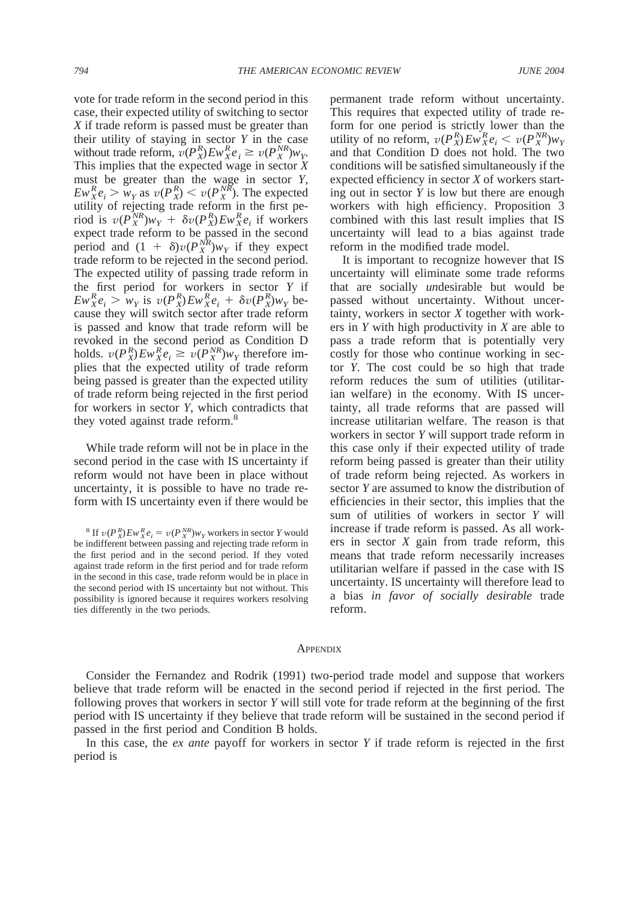vote for trade reform in the second period in this case, their expected utility of switching to sector $X$ if trade reform is passed must be greater than their utility of staying in sector $Y$ in the case without trade reform, $v(P_X^R)Ew_X^R e_i \geq v(P_X^{NR})w_Y$. This implies that the expected wage in sector $X$ must be greater than the wage in sector $Y$, $Ew_X^R e_i > w_Y$ as $v(P_X^R) < v(P_X^{NR})$. The expected utility of rejecting trade reform in the first period is $v(P_X^{NR})w_Y + \delta v(P_X^R)Ew_X^R e_i$ if workers expect trade reform to be passed in the second period and $(1 + \delta)v(P_X^{NR})w_Y$ if they expect trade reform to be rejected in the second period. The expected utility of passing trade reform in the first period for workers in sector $Y$ if $Ew_X^R e_i > w_Y$ is $v(P_X^R)Ew_X^R e_i + \delta v(P_X^R)w_Y$ because they will switch sector after trade reform is passed and know that trade reform will be revoked in the second period as Condition D holds. $v(P_X^R)Ew_X^R e_i \geq v(P_X^{NR})w_Y$ therefore implies that the expected utility of trade reform being passed is greater than the expected utility of trade reform being rejected in the first period for workers in sector $Y$, which contradicts that they voted against trade reform.[8]

While trade reform will not be in place in the second period in the case with IS uncertainty if reform would not have been in place without uncertainty, it is possible to have no trade reform with IS uncertainty even if there would be permanent trade reform without uncertainty. This requires that expected utility of trade reform for one period is strictly lower than the utility of no reform, $v(P_X^R)Ew_X^R e_i < v(P_X^{NR})w_Y$ and that Condition D does not hold. The two conditions will be satisfied simultaneously if the expected efficiency in sector $X$ of workers starting out in sector $Y$ is low but there are enough workers with high efficiency. Proposition 3 combined with this last result implies that IS uncertainty will lead to a bias against trade reform in the modified trade model.

It is important to recognize however that IS uncertainty will eliminate some trade reforms that are socially *un*desirable but would be passed without uncertainty. Without uncertainty, workers in sector $X$ together with workers in $Y$ with high productivity in $X$ are able to pass a trade reform that is potentially very costly for those who continue working in sector $Y$. The cost could be so high that trade reform reduces the sum of utilities (utilitarian welfare) in the economy. With IS uncertainty, all trade reforms that are passed will increase utilitarian welfare. The reason is that workers in sector $Y$ will support trade reform in this case only if their expected utility of trade reform being passed is greater than their utility of trade reform being rejected. As workers in sector $Y$ are assumed to know the distribution of efficiencies in their sector, this implies that the sum of utilities of workers in sector $Y$ will increase if trade reform is passed. As all workers in sector $X$ gain from trade reform, this means that trade reform necessarily increases utilitarian welfare if passed in the case with IS uncertainty. IS uncertainty will therefore lead to a bias *in favor of socially desirable* trade reform.

[8] If $v(P_X^R)Ew_X^R e_i = v(P_X^{NR})w_Y$ workers in sector $Y$ would be indifferent between passing and rejecting trade reform in the first period and in the second period. If they voted against trade reform in the first period and for trade reform in the second in this case, trade reform would be in place in the second period with IS uncertainty but not without. This possibility is ignored because it requires workers resolving ties differently in the two periods.

## APPENDIX

Consider the Fernandez and Rodrik (1991) two-period trade model and suppose that workers believe that trade reform will be enacted in the second period if rejected in the first period. The following proves that workers in sector $Y$ will still vote for trade reform at the beginning of the first period with IS uncertainty if they believe that trade reform will be sustained in the second period if passed in the first period and Condition B holds.

In this case, the *ex ante* payoff for workers in sector $Y$ if trade reform is rejected in the first period is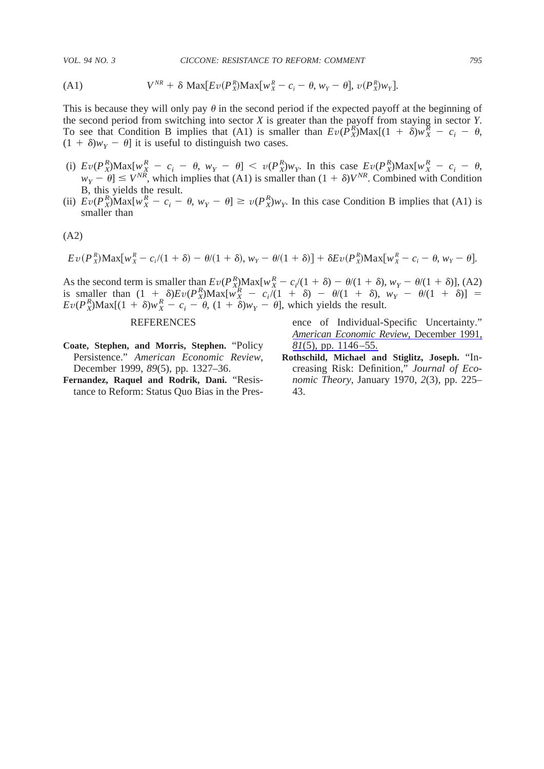$$V^{NR} + \delta \ \text{Max}[Ev(P_X^R)\text{Max}[w_X^R - c_i - \theta, w_Y - \theta], v(P_X^R)w_Y]. \tag{A1}$$

This is because they will only pay $\theta$ in the second period if the expected payoff at the beginning of the second period from switching into sector $X$ is greater than the payoff from staying in sector $Y$. To see that Condition B implies that (A1) is smaller than $Ev(P_X^R)\text{Max}[(1 + \delta)w_X^R - c_i - \theta, (1 + \delta)w_Y - \theta]$ it is useful to distinguish two cases.

(i) $Ev(P_X^R)\text{Max}[w_X^R - c_i - \theta, w_Y - \theta] < v(P_X^R)w_Y$. In this case $Ev(P_X^R)\text{Max}[w_X^R - c_i - \theta, w_Y - \theta] \leq V^{NR}$, which implies that (A1) is smaller than $(1 + \delta)V^{NR}$. Combined with Condition B, this yields the result.

(ii) $Ev(P_X^R)\text{Max}[w_X^R - c_i - \theta, w_Y - \theta] \geq v(P_X^R)w_Y$. In this case Condition B implies that (A1) is smaller than

(A2)

$$Ev(P_X^R)\text{Max}[w_X^R - c_i/(1 + \delta) - \theta/(1 + \delta), w_Y - \theta/(1 + \delta)] + \delta Ev(P_X^R)\text{Max}[w_X^R - c_i - \theta, w_Y - \theta].$$

As the second term is smaller than $Ev(P_X^R)\text{Max}[w_X^R - c_i/(1 + \delta) - \theta/(1 + \delta), w_Y - \theta/(1 + \delta)]$, (A2) is smaller than $(1 + \delta)Ev(P_X^R)\text{Max}[w_X^R - c_i/(1 + \delta) - \theta/(1 + \delta), w_Y - \theta/(1 + \delta)] = Ev(P_X^R)\text{Max}[(1 + \delta)w_X^R - c_i - \theta, (1 + \delta)w_Y - \theta]$, which yields the result.

## REFERENCES

**Coate, Stephen, and Morris, Stephen.** "Policy Persistence." *American Economic Review*, December 1999, *89*(5), pp. 1327–36.

**Fernandez, Raquel and Rodrik, Dani.** "Resistance to Reform: Status Quo Bias in the Presence of Individual-Specific Uncertainty." *American Economic Review*, December 1991, *81*(5), pp. 1146–55.

**Rothschild, Michael and Stiglitz, Joseph.** "Increasing Risk: Definition," *Journal of Economic Theory*, January 1970, *2*(3), pp. 225–43.